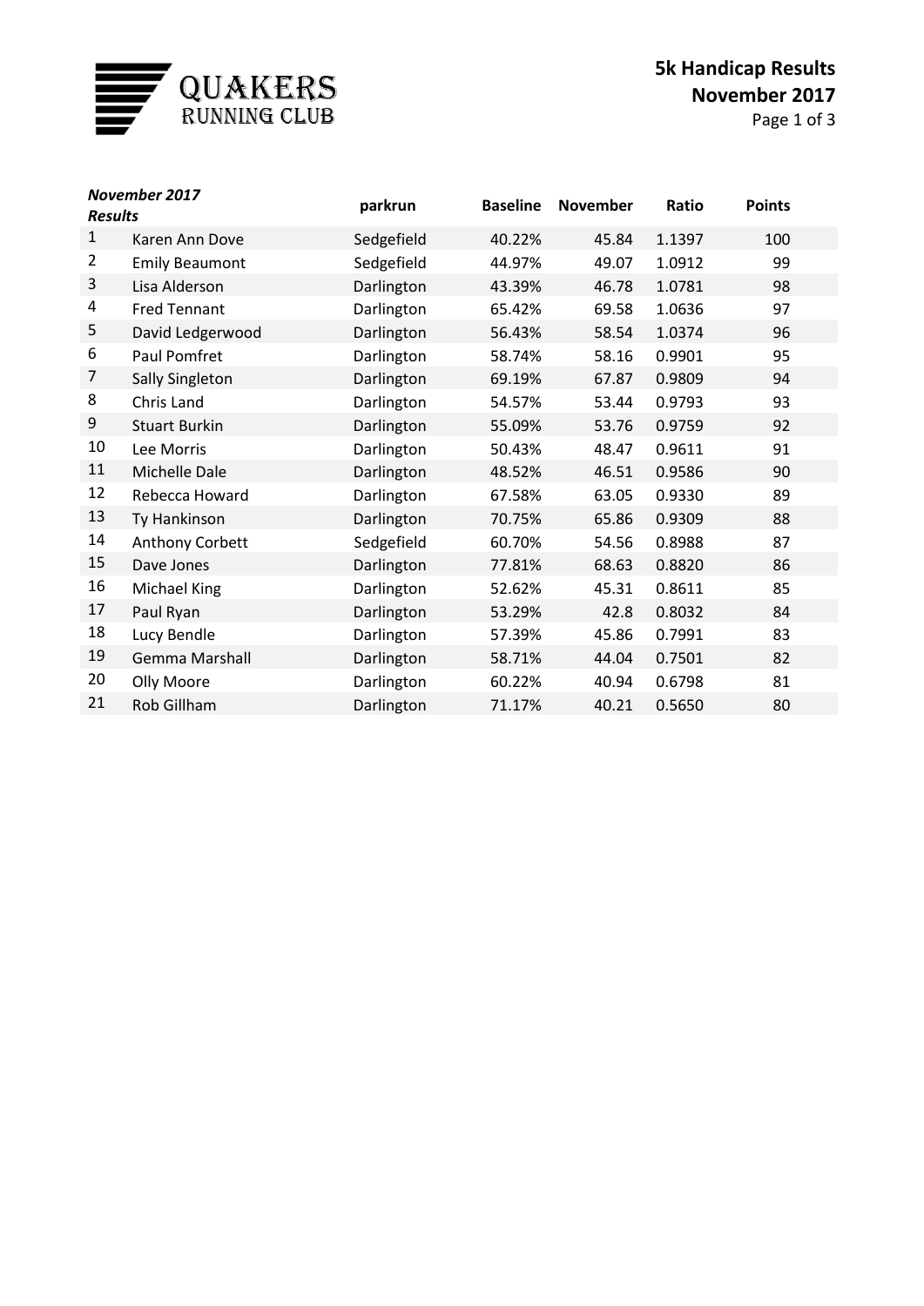QUAKERS RUNNING CLUB

# 5k Handicap Results November 2017

| *November 2017 Results* | | parkrun | Baseline | November | Ratio | Points |
|---|---|---|---|---|---|---|
| 1 | Karen Ann Dove | Sedgefield | 40.22% | 45.84 | 1.1397 | 100 |
| 2 | Emily Beaumont | Sedgefield | 44.97% | 49.07 | 1.0912 | 99 |
| 3 | Lisa Alderson | Darlington | 43.39% | 46.78 | 1.0781 | 98 |
| 4 | Fred Tennant | Darlington | 65.42% | 69.58 | 1.0636 | 97 |
| 5 | David Ledgerwood | Darlington | 56.43% | 58.54 | 1.0374 | 96 |
| 6 | Paul Pomfret | Darlington | 58.74% | 58.16 | 0.9901 | 95 |
| 7 | Sally Singleton | Darlington | 69.19% | 67.87 | 0.9809 | 94 |
| 8 | Chris Land | Darlington | 54.57% | 53.44 | 0.9793 | 93 |
| 9 | Stuart Burkin | Darlington | 55.09% | 53.76 | 0.9759 | 92 |
| 10 | Lee Morris | Darlington | 50.43% | 48.47 | 0.9611 | 91 |
| 11 | Michelle Dale | Darlington | 48.52% | 46.51 | 0.9586 | 90 |
| 12 | Rebecca Howard | Darlington | 67.58% | 63.05 | 0.9330 | 89 |
| 13 | Ty Hankinson | Darlington | 70.75% | 65.86 | 0.9309 | 88 |
| 14 | Anthony Corbett | Sedgefield | 60.70% | 54.56 | 0.8988 | 87 |
| 15 | Dave Jones | Darlington | 77.81% | 68.63 | 0.8820 | 86 |
| 16 | Michael King | Darlington | 52.62% | 45.31 | 0.8611 | 85 |
| 17 | Paul Ryan | Darlington | 53.29% | 42.8 | 0.8032 | 84 |
| 18 | Lucy Bendle | Darlington | 57.39% | 45.86 | 0.7991 | 83 |
| 19 | Gemma Marshall | Darlington | 58.71% | 44.04 | 0.7501 | 82 |
| 20 | Olly Moore | Darlington | 60.22% | 40.94 | 0.6798 | 81 |
| 21 | Rob Gillham | Darlington | 71.17% | 40.21 | 0.5650 | 80 |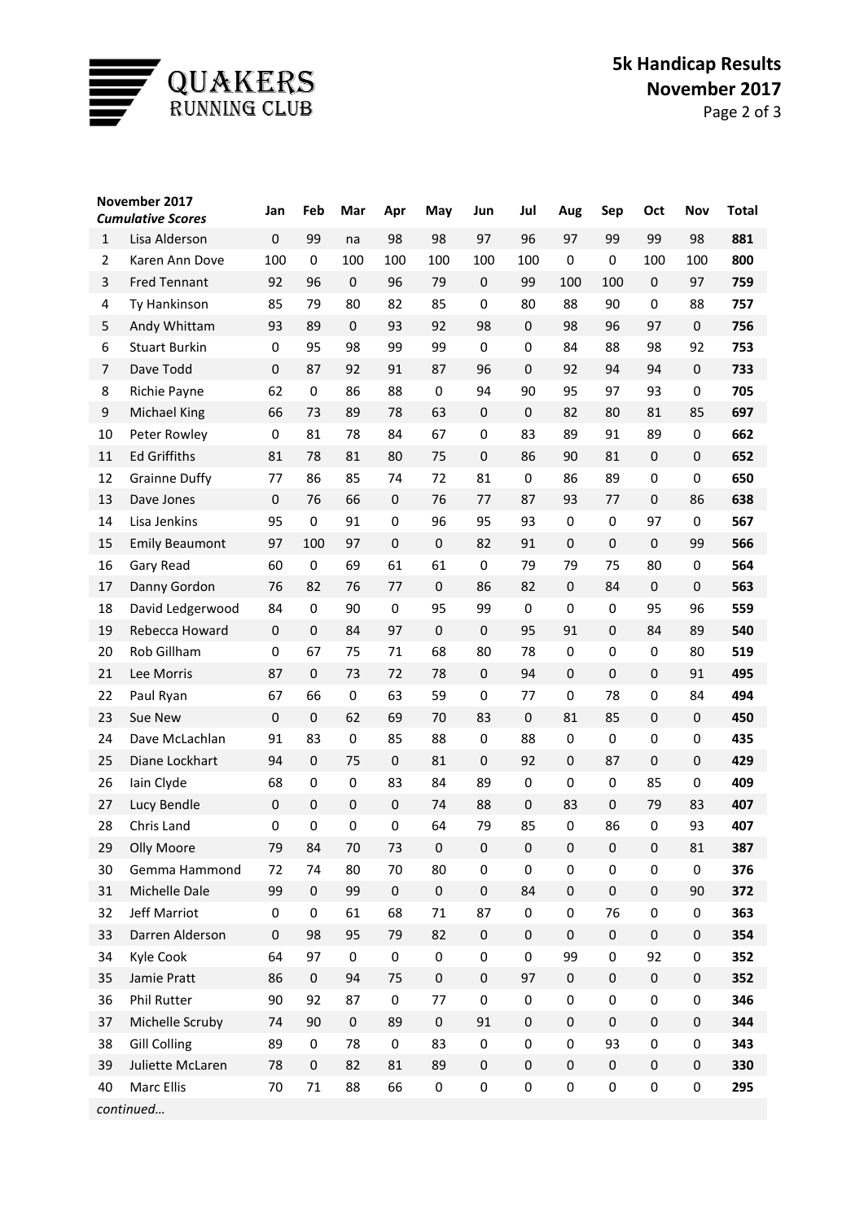# QUAKERS RUNNING CLUB

## 5k Handicap Results
## November 2017

| November 2017 *Cumulative Scores* | | Jan | Feb | Mar | Apr | May | Jun | Jul | Aug | Sep | Oct | Nov | Total |
|---|---|---|---|---|---|---|---|---|---|---|---|---|---|
| 1 | Lisa Alderson | 0 | 99 | na | 98 | 98 | 97 | 96 | 97 | 99 | 99 | 98 | **881** |
| 2 | Karen Ann Dove | 100 | 0 | 100 | 100 | 100 | 100 | 100 | 0 | 0 | 100 | 100 | **800** |
| 3 | Fred Tennant | 92 | 96 | 0 | 96 | 79 | 0 | 99 | 100 | 100 | 0 | 97 | **759** |
| 4 | Ty Hankinson | 85 | 79 | 80 | 82 | 85 | 0 | 80 | 88 | 90 | 0 | 88 | **757** |
| 5 | Andy Whittam | 93 | 89 | 0 | 93 | 92 | 98 | 0 | 98 | 96 | 97 | 0 | **756** |
| 6 | Stuart Burkin | 0 | 95 | 98 | 99 | 99 | 0 | 0 | 84 | 88 | 98 | 92 | **753** |
| 7 | Dave Todd | 0 | 87 | 92 | 91 | 87 | 96 | 0 | 92 | 94 | 94 | 0 | **733** |
| 8 | Richie Payne | 62 | 0 | 86 | 88 | 0 | 94 | 90 | 95 | 97 | 93 | 0 | **705** |
| 9 | Michael King | 66 | 73 | 89 | 78 | 63 | 0 | 0 | 82 | 80 | 81 | 85 | **697** |
| 10 | Peter Rowley | 0 | 81 | 78 | 84 | 67 | 0 | 83 | 89 | 91 | 89 | 0 | **662** |
| 11 | Ed Griffiths | 81 | 78 | 81 | 80 | 75 | 0 | 86 | 90 | 81 | 0 | 0 | **652** |
| 12 | Grainne Duffy | 77 | 86 | 85 | 74 | 72 | 81 | 0 | 86 | 89 | 0 | 0 | **650** |
| 13 | Dave Jones | 0 | 76 | 66 | 0 | 76 | 77 | 87 | 93 | 77 | 0 | 86 | **638** |
| 14 | Lisa Jenkins | 95 | 0 | 91 | 0 | 96 | 95 | 93 | 0 | 0 | 97 | 0 | **567** |
| 15 | Emily Beaumont | 97 | 100 | 97 | 0 | 0 | 82 | 91 | 0 | 0 | 0 | 99 | **566** |
| 16 | Gary Read | 60 | 0 | 69 | 61 | 61 | 0 | 79 | 79 | 75 | 80 | 0 | **564** |
| 17 | Danny Gordon | 76 | 82 | 76 | 77 | 0 | 86 | 82 | 0 | 84 | 0 | 0 | **563** |
| 18 | David Ledgerwood | 84 | 0 | 90 | 0 | 95 | 99 | 0 | 0 | 0 | 95 | 96 | **559** |
| 19 | Rebecca Howard | 0 | 0 | 84 | 97 | 0 | 0 | 95 | 91 | 0 | 84 | 89 | **540** |
| 20 | Rob Gillham | 0 | 67 | 75 | 71 | 68 | 80 | 78 | 0 | 0 | 0 | 80 | **519** |
| 21 | Lee Morris | 87 | 0 | 73 | 72 | 78 | 0 | 94 | 0 | 0 | 0 | 91 | **495** |
| 22 | Paul Ryan | 67 | 66 | 0 | 63 | 59 | 0 | 77 | 0 | 78 | 0 | 84 | **494** |
| 23 | Sue New | 0 | 0 | 62 | 69 | 70 | 83 | 0 | 81 | 85 | 0 | 0 | **450** |
| 24 | Dave McLachlan | 91 | 83 | 0 | 85 | 88 | 0 | 88 | 0 | 0 | 0 | 0 | **435** |
| 25 | Diane Lockhart | 94 | 0 | 75 | 0 | 81 | 0 | 92 | 0 | 87 | 0 | 0 | **429** |
| 26 | Iain Clyde | 68 | 0 | 0 | 83 | 84 | 89 | 0 | 0 | 0 | 85 | 0 | **409** |
| 27 | Lucy Bendle | 0 | 0 | 0 | 0 | 74 | 88 | 0 | 83 | 0 | 79 | 83 | **407** |
| 28 | Chris Land | 0 | 0 | 0 | 0 | 64 | 79 | 85 | 0 | 86 | 0 | 93 | **407** |
| 29 | Olly Moore | 79 | 84 | 70 | 73 | 0 | 0 | 0 | 0 | 0 | 0 | 81 | **387** |
| 30 | Gemma Hammond | 72 | 74 | 80 | 70 | 80 | 0 | 0 | 0 | 0 | 0 | 0 | **376** |
| 31 | Michelle Dale | 99 | 0 | 99 | 0 | 0 | 0 | 84 | 0 | 0 | 0 | 90 | **372** |
| 32 | Jeff Marriot | 0 | 0 | 61 | 68 | 71 | 87 | 0 | 0 | 76 | 0 | 0 | **363** |
| 33 | Darren Alderson | 0 | 98 | 95 | 79 | 82 | 0 | 0 | 0 | 0 | 0 | 0 | **354** |
| 34 | Kyle Cook | 64 | 97 | 0 | 0 | 0 | 0 | 0 | 99 | 0 | 92 | 0 | **352** |
| 35 | Jamie Pratt | 86 | 0 | 94 | 75 | 0 | 0 | 97 | 0 | 0 | 0 | 0 | **352** |
| 36 | Phil Rutter | 90 | 92 | 87 | 0 | 77 | 0 | 0 | 0 | 0 | 0 | 0 | **346** |
| 37 | Michelle Scruby | 74 | 90 | 0 | 89 | 0 | 91 | 0 | 0 | 0 | 0 | 0 | **344** |
| 38 | Gill Colling | 89 | 0 | 78 | 0 | 83 | 0 | 0 | 0 | 93 | 0 | 0 | **343** |
| 39 | Juliette McLaren | 78 | 0 | 82 | 81 | 89 | 0 | 0 | 0 | 0 | 0 | 0 | **330** |
| 40 | Marc Ellis | 70 | 71 | 88 | 66 | 0 | 0 | 0 | 0 | 0 | 0 | 0 | **295** |

*continued…*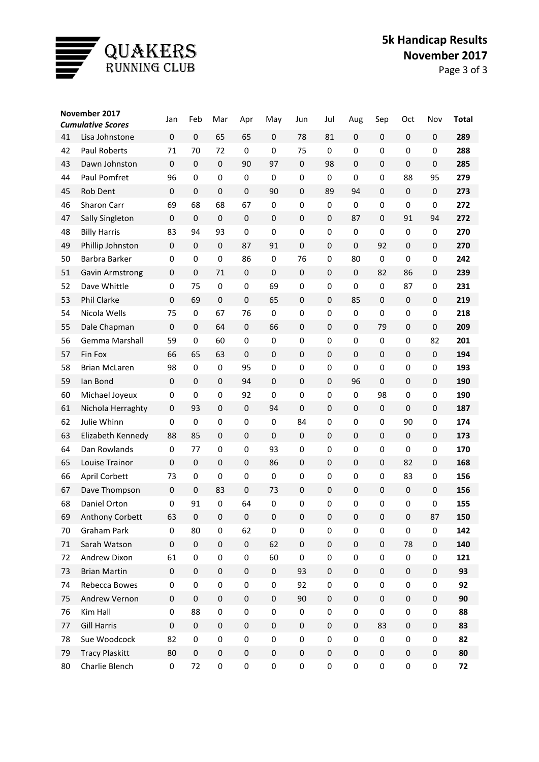QUAKERS RUNNING CLUB

# 5k Handicap Results November 2017

| November 2017 *Cumulative Scores* | | Jan | Feb | Mar | Apr | May | Jun | Jul | Aug | Sep | Oct | Nov | **Total** |
|---|---|---|---|---|---|---|---|---|---|---|---|---|---|
| 41 | Lisa Johnstone | 0 | 0 | 65 | 65 | 0 | 78 | 81 | 0 | 0 | 0 | 0 | **289** |
| 42 | Paul Roberts | 71 | 70 | 72 | 0 | 0 | 75 | 0 | 0 | 0 | 0 | 0 | **288** |
| 43 | Dawn Johnston | 0 | 0 | 0 | 90 | 97 | 0 | 98 | 0 | 0 | 0 | 0 | **285** |
| 44 | Paul Pomfret | 96 | 0 | 0 | 0 | 0 | 0 | 0 | 0 | 0 | 88 | 95 | **279** |
| 45 | Rob Dent | 0 | 0 | 0 | 0 | 90 | 0 | 89 | 94 | 0 | 0 | 0 | **273** |
| 46 | Sharon Carr | 69 | 68 | 68 | 67 | 0 | 0 | 0 | 0 | 0 | 0 | 0 | **272** |
| 47 | Sally Singleton | 0 | 0 | 0 | 0 | 0 | 0 | 0 | 87 | 0 | 91 | 94 | **272** |
| 48 | Billy Harris | 83 | 94 | 93 | 0 | 0 | 0 | 0 | 0 | 0 | 0 | 0 | **270** |
| 49 | Phillip Johnston | 0 | 0 | 0 | 87 | 91 | 0 | 0 | 0 | 92 | 0 | 0 | **270** |
| 50 | Barbra Barker | 0 | 0 | 0 | 86 | 0 | 76 | 0 | 80 | 0 | 0 | 0 | **242** |
| 51 | Gavin Armstrong | 0 | 0 | 71 | 0 | 0 | 0 | 0 | 0 | 82 | 86 | 0 | **239** |
| 52 | Dave Whittle | 0 | 75 | 0 | 0 | 69 | 0 | 0 | 0 | 0 | 87 | 0 | **231** |
| 53 | Phil Clarke | 0 | 69 | 0 | 0 | 65 | 0 | 0 | 85 | 0 | 0 | 0 | **219** |
| 54 | Nicola Wells | 75 | 0 | 67 | 76 | 0 | 0 | 0 | 0 | 0 | 0 | 0 | **218** |
| 55 | Dale Chapman | 0 | 0 | 64 | 0 | 66 | 0 | 0 | 0 | 79 | 0 | 0 | **209** |
| 56 | Gemma Marshall | 59 | 0 | 60 | 0 | 0 | 0 | 0 | 0 | 0 | 0 | 82 | **201** |
| 57 | Fin Fox | 66 | 65 | 63 | 0 | 0 | 0 | 0 | 0 | 0 | 0 | 0 | **194** |
| 58 | Brian McLaren | 98 | 0 | 0 | 95 | 0 | 0 | 0 | 0 | 0 | 0 | 0 | **193** |
| 59 | Ian Bond | 0 | 0 | 0 | 94 | 0 | 0 | 0 | 96 | 0 | 0 | 0 | **190** |
| 60 | Michael Joyeux | 0 | 0 | 0 | 92 | 0 | 0 | 0 | 0 | 98 | 0 | 0 | **190** |
| 61 | Nichola Herraghty | 0 | 93 | 0 | 0 | 94 | 0 | 0 | 0 | 0 | 0 | 0 | **187** |
| 62 | Julie Whinn | 0 | 0 | 0 | 0 | 0 | 84 | 0 | 0 | 0 | 90 | 0 | **174** |
| 63 | Elizabeth Kennedy | 88 | 85 | 0 | 0 | 0 | 0 | 0 | 0 | 0 | 0 | 0 | **173** |
| 64 | Dan Rowlands | 0 | 77 | 0 | 0 | 93 | 0 | 0 | 0 | 0 | 0 | 0 | **170** |
| 65 | Louise Trainor | 0 | 0 | 0 | 0 | 86 | 0 | 0 | 0 | 0 | 82 | 0 | **168** |
| 66 | April Corbett | 73 | 0 | 0 | 0 | 0 | 0 | 0 | 0 | 0 | 83 | 0 | **156** |
| 67 | Dave Thompson | 0 | 0 | 83 | 0 | 73 | 0 | 0 | 0 | 0 | 0 | 0 | **156** |
| 68 | Daniel Orton | 0 | 91 | 0 | 64 | 0 | 0 | 0 | 0 | 0 | 0 | 0 | **155** |
| 69 | Anthony Corbett | 63 | 0 | 0 | 0 | 0 | 0 | 0 | 0 | 0 | 0 | 87 | **150** |
| 70 | Graham Park | 0 | 80 | 0 | 62 | 0 | 0 | 0 | 0 | 0 | 0 | 0 | **142** |
| 71 | Sarah Watson | 0 | 0 | 0 | 0 | 62 | 0 | 0 | 0 | 0 | 78 | 0 | **140** |
| 72 | Andrew Dixon | 61 | 0 | 0 | 0 | 60 | 0 | 0 | 0 | 0 | 0 | 0 | **121** |
| 73 | Brian Martin | 0 | 0 | 0 | 0 | 0 | 93 | 0 | 0 | 0 | 0 | 0 | **93** |
| 74 | Rebecca Bowes | 0 | 0 | 0 | 0 | 0 | 92 | 0 | 0 | 0 | 0 | 0 | **92** |
| 75 | Andrew Vernon | 0 | 0 | 0 | 0 | 0 | 90 | 0 | 0 | 0 | 0 | 0 | **90** |
| 76 | Kim Hall | 0 | 88 | 0 | 0 | 0 | 0 | 0 | 0 | 0 | 0 | 0 | **88** |
| 77 | Gill Harris | 0 | 0 | 0 | 0 | 0 | 0 | 0 | 0 | 83 | 0 | 0 | **83** |
| 78 | Sue Woodcock | 82 | 0 | 0 | 0 | 0 | 0 | 0 | 0 | 0 | 0 | 0 | **82** |
| 79 | Tracy Plaskitt | 80 | 0 | 0 | 0 | 0 | 0 | 0 | 0 | 0 | 0 | 0 | **80** |
| 80 | Charlie Blench | 0 | 72 | 0 | 0 | 0 | 0 | 0 | 0 | 0 | 0 | 0 | **72** |